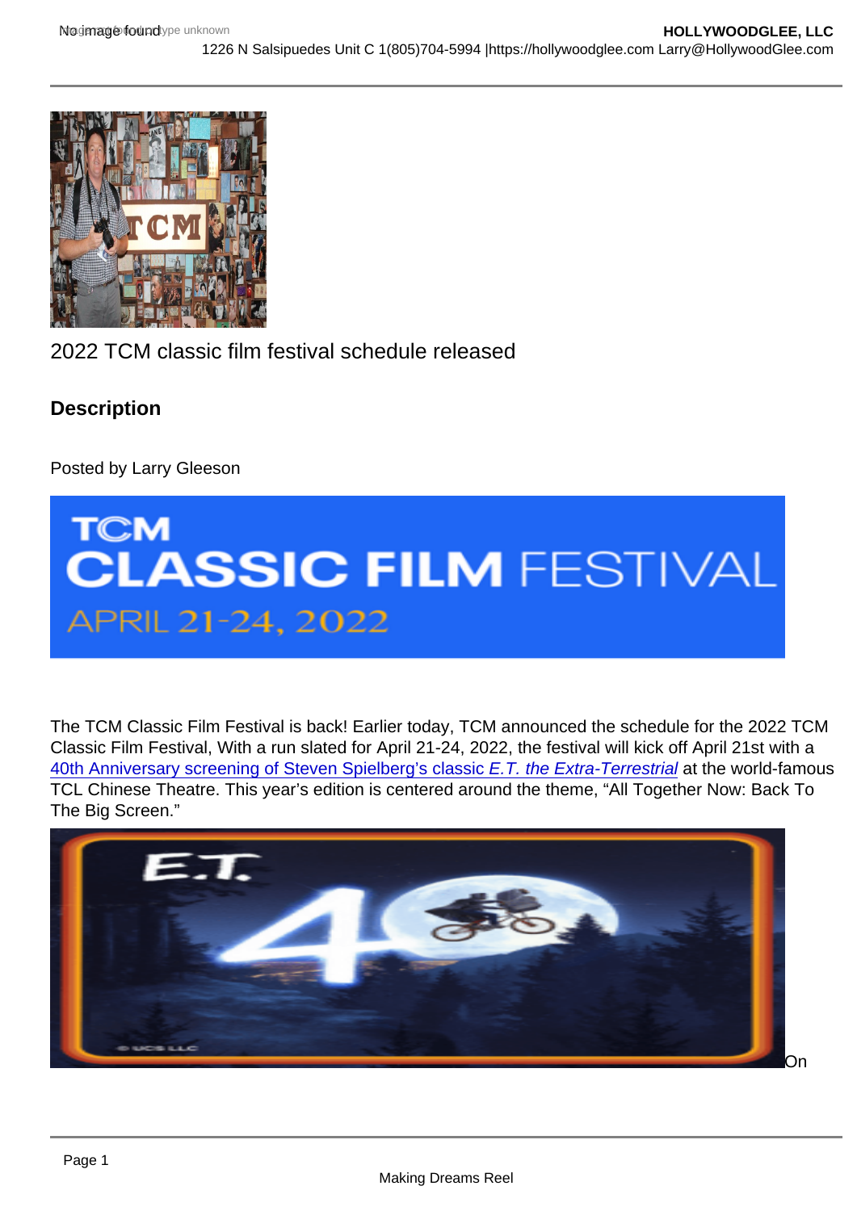2022 TCM classic film festival schedule released

## Description

Posted by Larry Gleeson

The TCM Classic Film Festival is back! Earlier today, TCM announced the schedule for the 2022 TCM Classic Film Festival, With a run slated for April 21-24, 2022, the festival will kick off April 21st with a 40th Anniversary screening of Steven Spielberg's classic *E.T. the Extra-Terrestrial* at the world-famous TCL Chinese Theatre. This year's edition is centered around the theme, "All Together Now: Back To The Big Screen."

On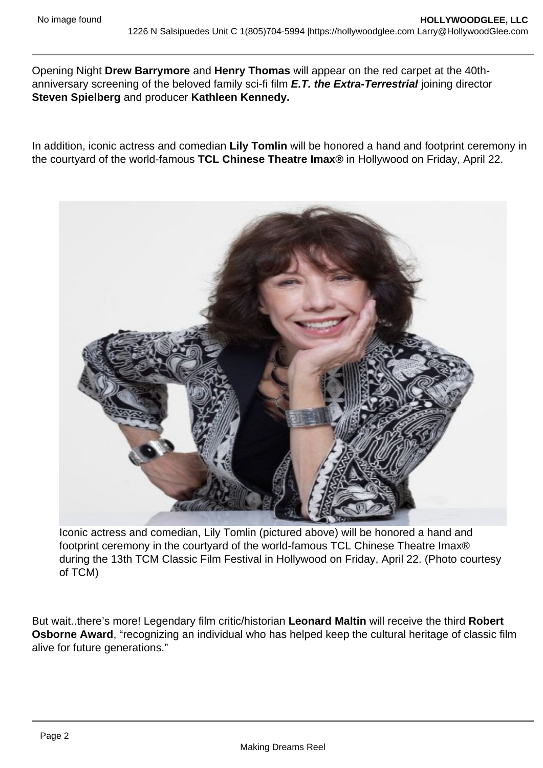Opening Night **Drew Barrymore** and **Henry Thomas** will appear on the red carpet at the 40th-anniversary screening of the beloved family sci-fi film ***E.T. the Extra-Terrestrial*** joining director **Steven Spielberg** and producer **Kathleen Kennedy.**

In addition, iconic actress and comedian **Lily Tomlin** will be honored a hand and footprint ceremony in the courtyard of the world-famous **TCL Chinese Theatre Imax®** in Hollywood on Friday, April 22.

Iconic actress and comedian, Lily Tomlin (pictured above) will be honored a hand and footprint ceremony in the courtyard of the world-famous TCL Chinese Theatre Imax® during the 13th TCM Classic Film Festival in Hollywood on Friday, April 22. (Photo courtesy of TCM)

But wait..there's more! Legendary film critic/historian **Leonard Maltin** will receive the third **Robert Osborne Award**, "recognizing an individual who has helped keep the cultural heritage of classic film alive for future generations."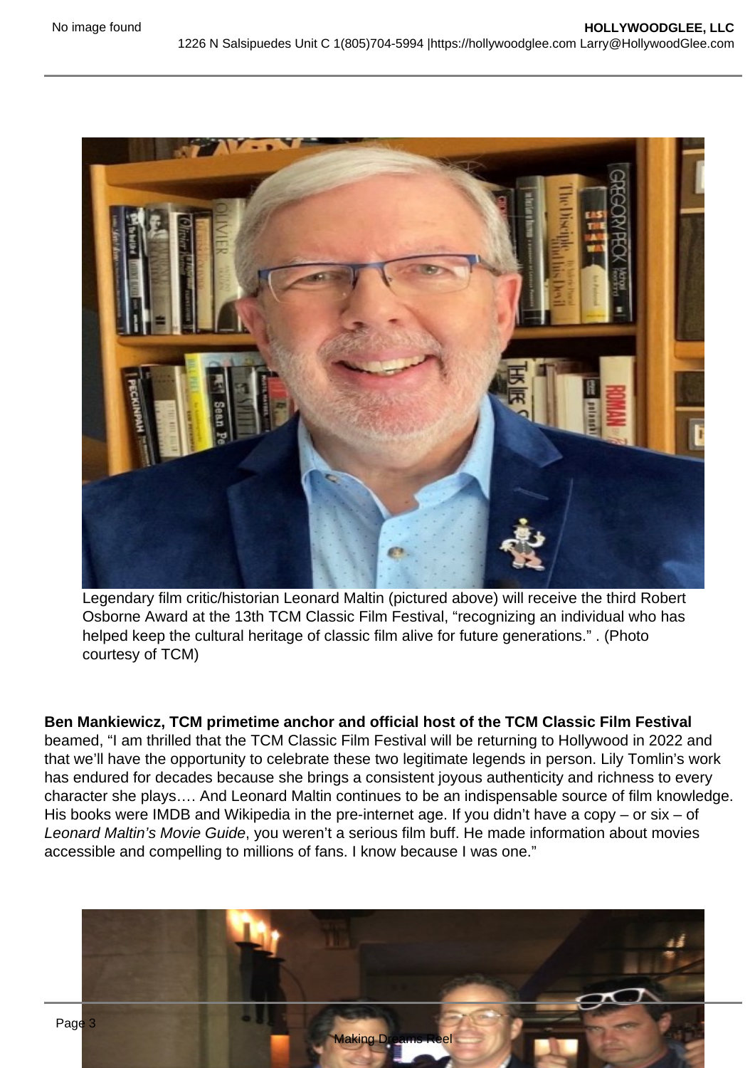Legendary film critic/historian Leonard Maltin (pictured above) will receive the third Robert Osborne Award at the 13th TCM Classic Film Festival, “recognizing an individual who has helped keep the cultural heritage of classic film alive for future generations.” . (Photo courtesy of TCM)

**Ben Mankiewicz, TCM primetime anchor and official host of the TCM Classic Film Festival** beamed, “I am thrilled that the TCM Classic Film Festival will be returning to Hollywood in 2022 and that we’ll have the opportunity to celebrate these two legitimate legends in person. Lily Tomlin’s work has endured for decades because she brings a consistent joyous authenticity and richness to every character she plays…. And Leonard Maltin continues to be an indispensable source of film knowledge. His books were IMDB and Wikipedia in the pre-internet age. If you didn’t have a copy – or six – of *Leonard Maltin’s Movie Guide*, you weren’t a serious film buff. He made information about movies accessible and compelling to millions of fans. I know because I was one.”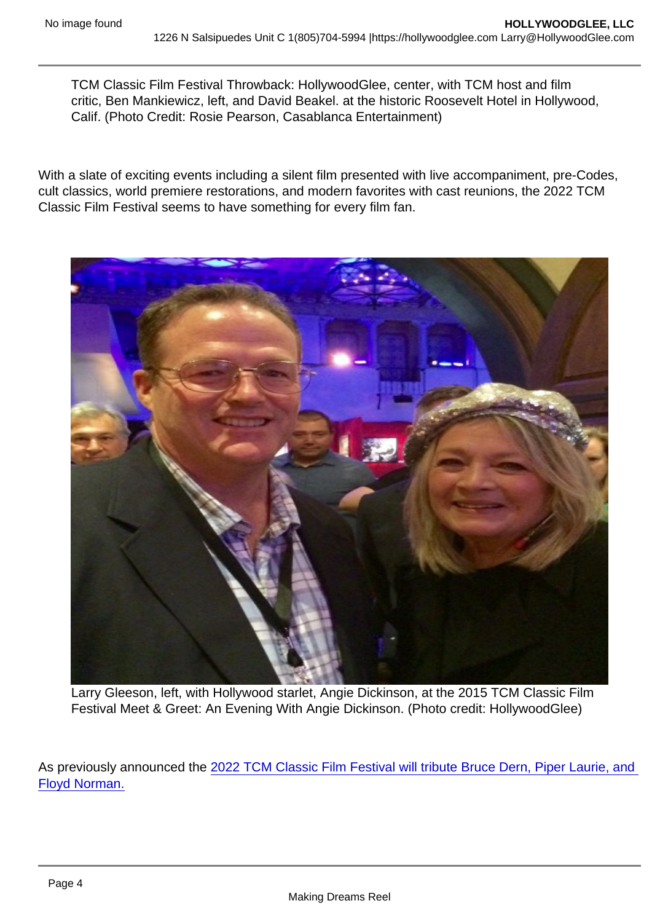TCM Classic Film Festival Throwback: HollywoodGlee, center, with TCM host and film critic, Ben Mankiewicz, left, and David Beakel. at the historic Roosevelt Hotel in Hollywood, Calif. (Photo Credit: Rosie Pearson, Casablanca Entertainment)

With a slate of exciting events including a silent film presented with live accompaniment, pre-Codes, cult classics, world premiere restorations, and modern favorites with cast reunions, the 2022 TCM Classic Film Festival seems to have something for every film fan.

Larry Gleeson, left, with Hollywood starlet, Angie Dickinson, at the 2015 TCM Classic Film Festival Meet & Greet: An Evening With Angie Dickinson. (Photo credit: HollywoodGlee)

As previously announced the [2022 TCM Classic Film Festival will tribute Bruce Dern, Piper Laurie, and Floyd Norman.]()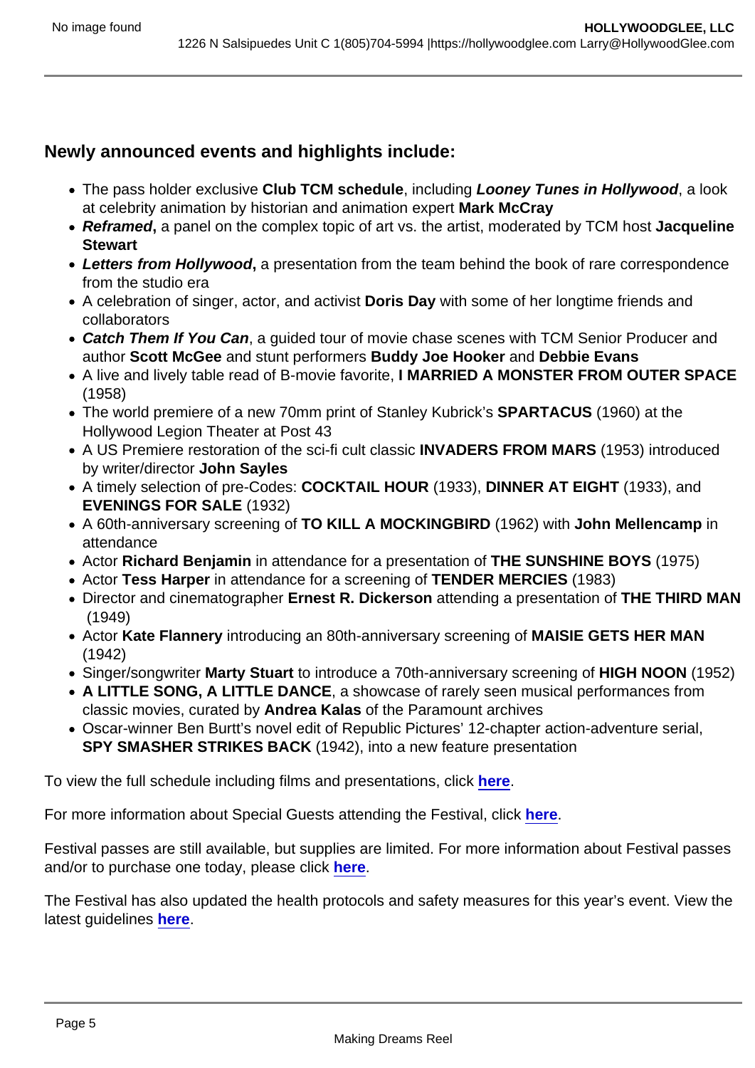## Newly announced events and highlights include:

- The pass holder exclusive **Club TCM schedule**, including ***Looney Tunes in Hollywood***, a look at celebrity animation by historian and animation expert **Mark McCray**
- ***Reframed***, a panel on the complex topic of art vs. the artist, moderated by TCM host **Jacqueline Stewart**
- ***Letters from Hollywood***, a presentation from the team behind the book of rare correspondence from the studio era
- A celebration of singer, actor, and activist **Doris Day** with some of her longtime friends and collaborators
- ***Catch Them If You Can***, a guided tour of movie chase scenes with TCM Senior Producer and author **Scott McGee** and stunt performers **Buddy Joe Hooker** and **Debbie Evans**
- A live and lively table read of B-movie favorite, **I MARRIED A MONSTER FROM OUTER SPACE** (1958)
- The world premiere of a new 70mm print of Stanley Kubrick's **SPARTACUS** (1960) at the Hollywood Legion Theater at Post 43
- A US Premiere restoration of the sci-fi cult classic **INVADERS FROM MARS** (1953) introduced by writer/director **John Sayles**
- A timely selection of pre-Codes: **COCKTAIL HOUR** (1933), **DINNER AT EIGHT** (1933), and **EVENINGS FOR SALE** (1932)
- A 60th-anniversary screening of **TO KILL A MOCKINGBIRD** (1962) with **John Mellencamp** in attendance
- Actor **Richard Benjamin** in attendance for a presentation of **THE SUNSHINE BOYS** (1975)
- Actor **Tess Harper** in attendance for a screening of **TENDER MERCIES** (1983)
- Director and cinematographer **Ernest R. Dickerson** attending a presentation of **THE THIRD MAN** (1949)
- Actor **Kate Flannery** introducing an 80th-anniversary screening of **MAISIE GETS HER MAN** (1942)
- Singer/songwriter **Marty Stuart** to introduce a 70th-anniversary screening of **HIGH NOON** (1952)
- **A LITTLE SONG, A LITTLE DANCE**, a showcase of rarely seen musical performances from classic movies, curated by **Andrea Kalas** of the Paramount archives
- Oscar-winner Ben Burtt's novel edit of Republic Pictures' 12-chapter action-adventure serial, **SPY SMASHER STRIKES BACK** (1942), into a new feature presentation

To view the full schedule including films and presentations, click here.

For more information about Special Guests attending the Festival, click here.

Festival passes are still available, but supplies are limited. For more information about Festival passes and/or to purchase one today, please click here.

The Festival has also updated the health protocols and safety measures for this year's event. View the latest guidelines here.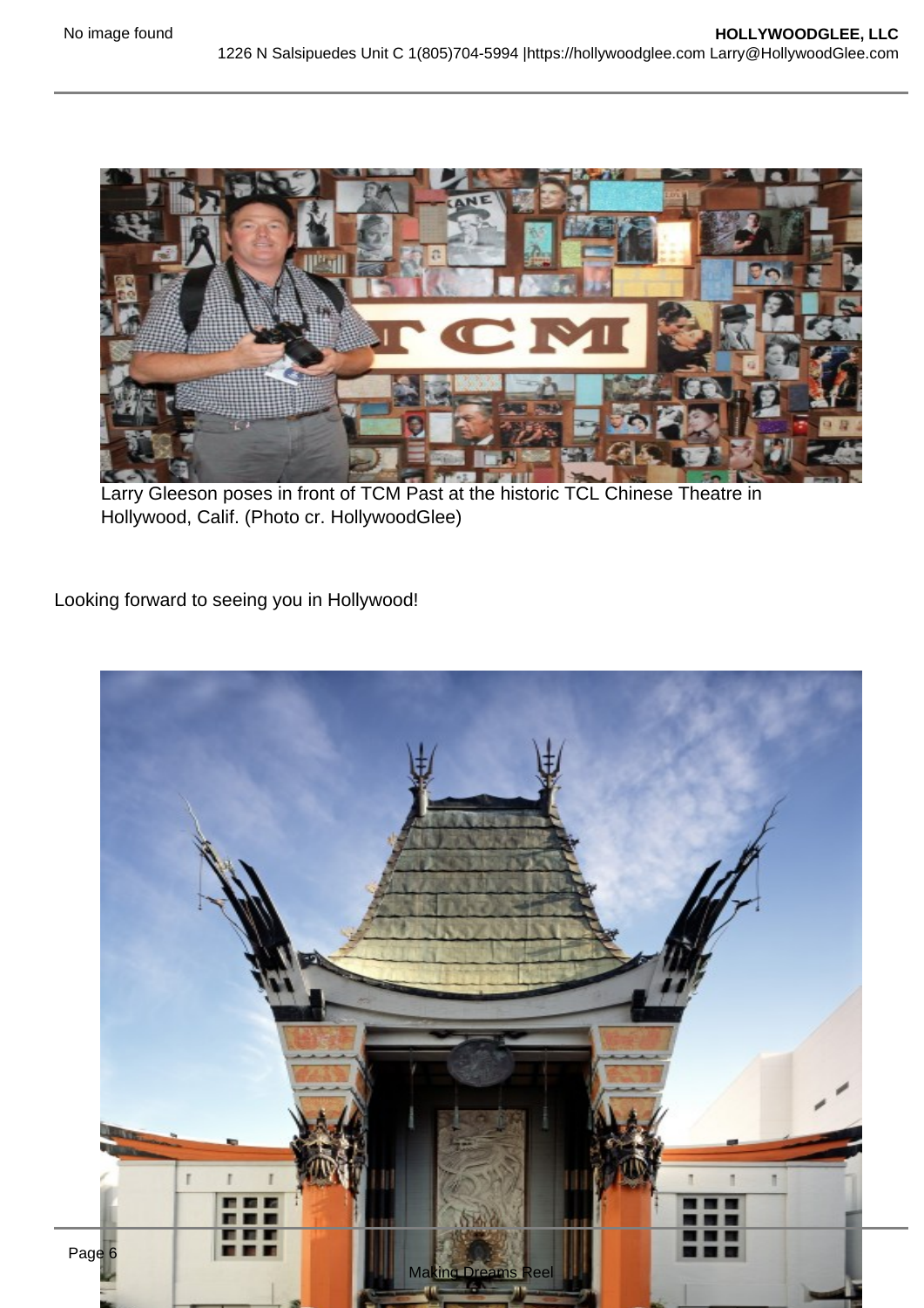Larry Gleeson poses in front of TCM Past at the historic TCL Chinese Theatre in Hollywood, Calif. (Photo cr. HollywoodGlee)

Looking forward to seeing you in Hollywood!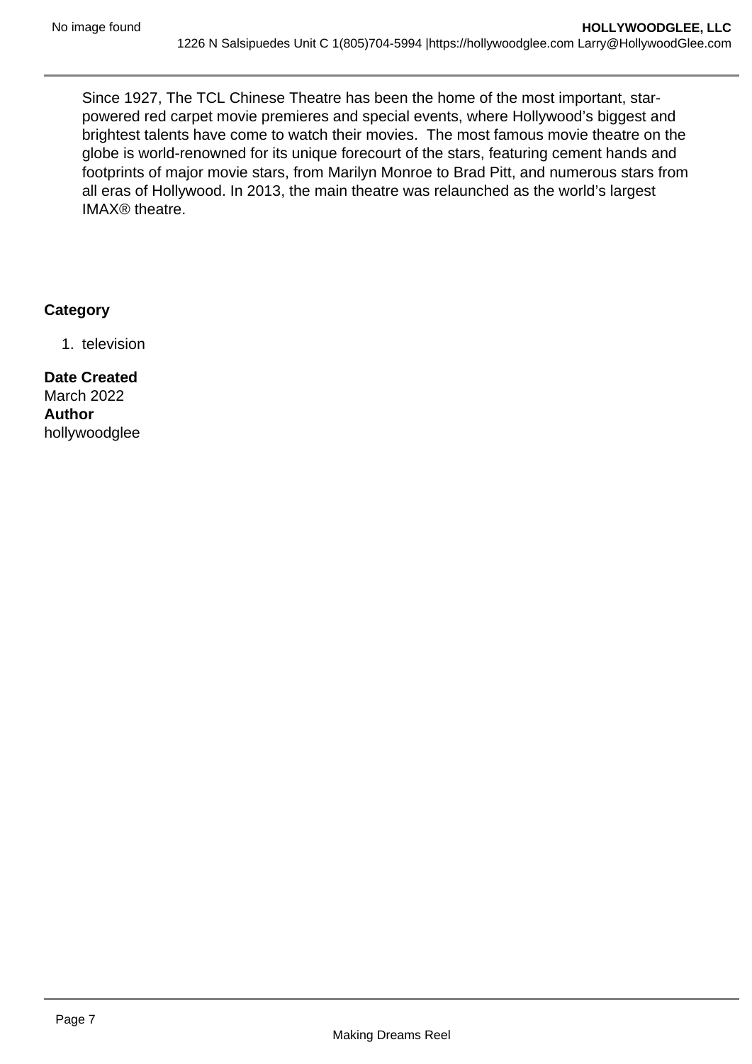Since 1927, The TCL Chinese Theatre has been the home of the most important, star-powered red carpet movie premieres and special events, where Hollywood's biggest and brightest talents have come to watch their movies.  The most famous movie theatre on the globe is world-renowned for its unique forecourt of the stars, featuring cement hands and footprints of major movie stars, from Marilyn Monroe to Brad Pitt, and numerous stars from all eras of Hollywood. In 2013, the main theatre was relaunched as the world's largest IMAX® theatre.

**Category**

1. television

**Date Created**
March 2022
**Author**
hollywoodglee